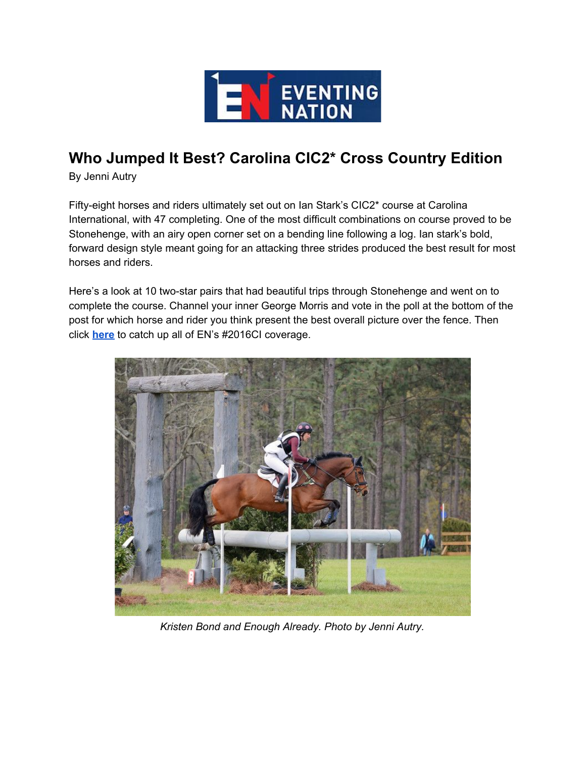# Who Jumped It Best? Carolina CIC2* Cross Country Edition

By Jenni Autry

Fifty-eight horses and riders ultimately set out on Ian Stark's CIC2* course at Carolina International, with 47 completing. One of the most difficult combinations on course proved to be Stonehenge, with an airy open corner set on a bending line following a log. Ian stark's bold, forward design style meant going for an attacking three strides produced the best result for most horses and riders.

Here's a look at 10 two-star pairs that had beautiful trips through Stonehenge and went on to complete the course. Channel your inner George Morris and vote in the poll at the bottom of the post for which horse and rider you think present the best overall picture over the fence. Then click **[here](#)** to catch up all of EN's #2016CI coverage.

*Kristen Bond and Enough Already. Photo by Jenni Autry.*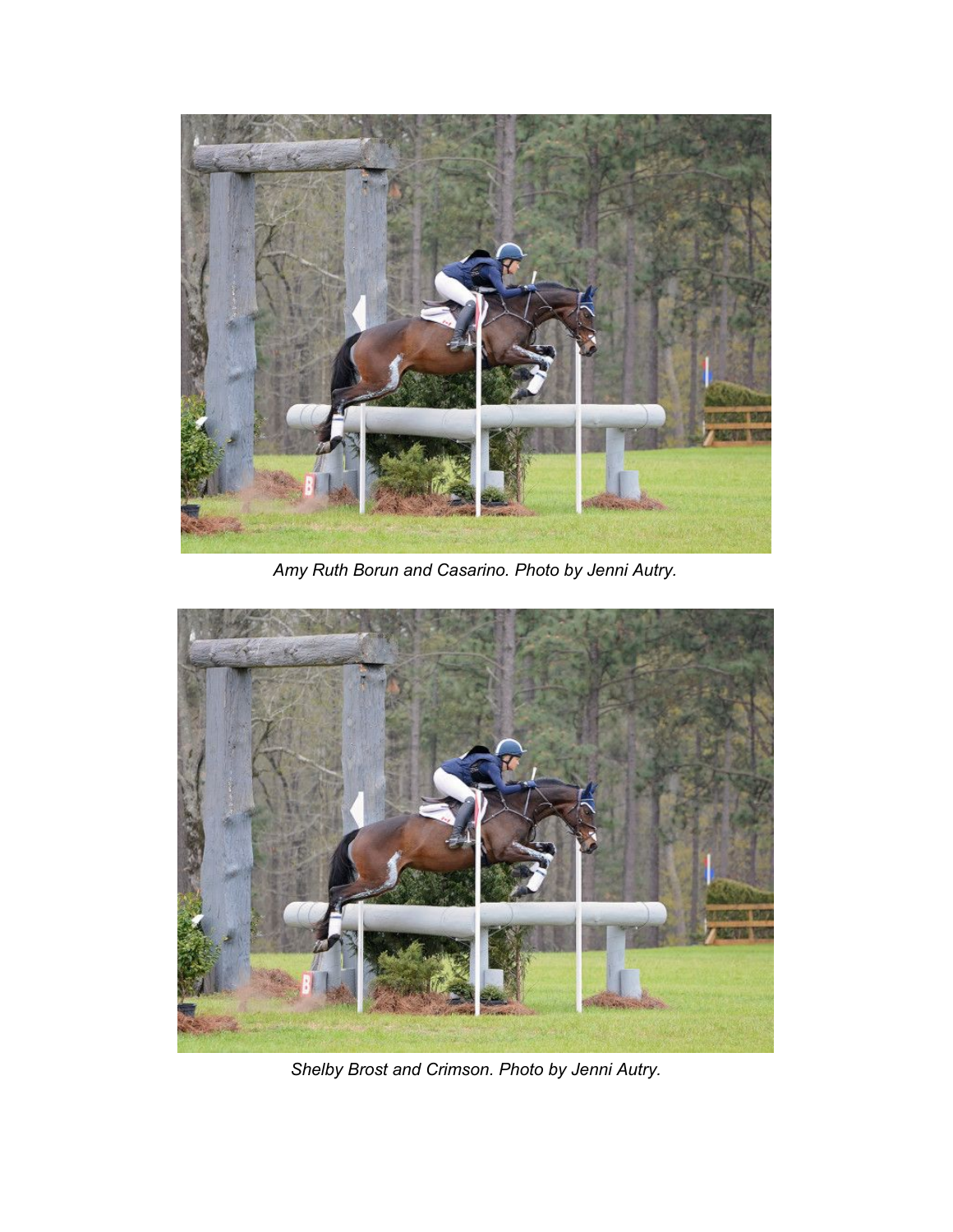*Amy Ruth Borun and Casarino. Photo by Jenni Autry.*

*Shelby Brost and Crimson. Photo by Jenni Autry.*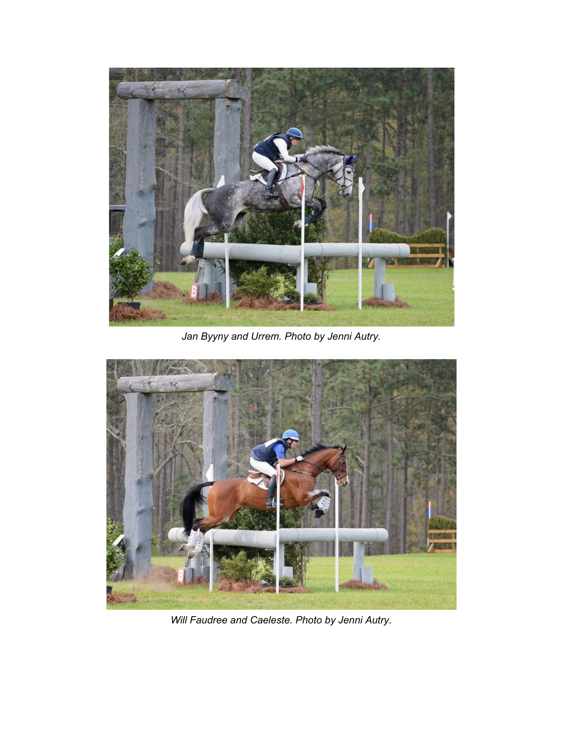*Jan Byyny and Urrem. Photo by Jenni Autry.*

*Will Faudree and Caeleste. Photo by Jenni Autry.*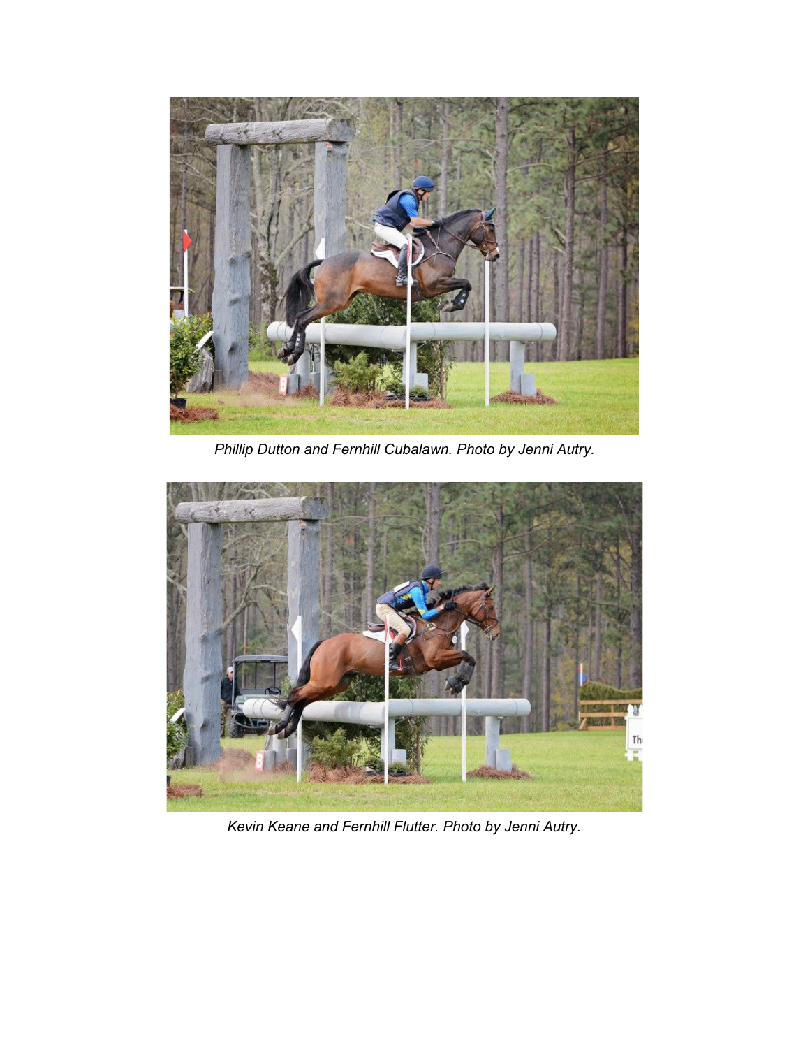*Phillip Dutton and Fernhill Cubalawn. Photo by Jenni Autry.*

*Kevin Keane and Fernhill Flutter. Photo by Jenni Autry.*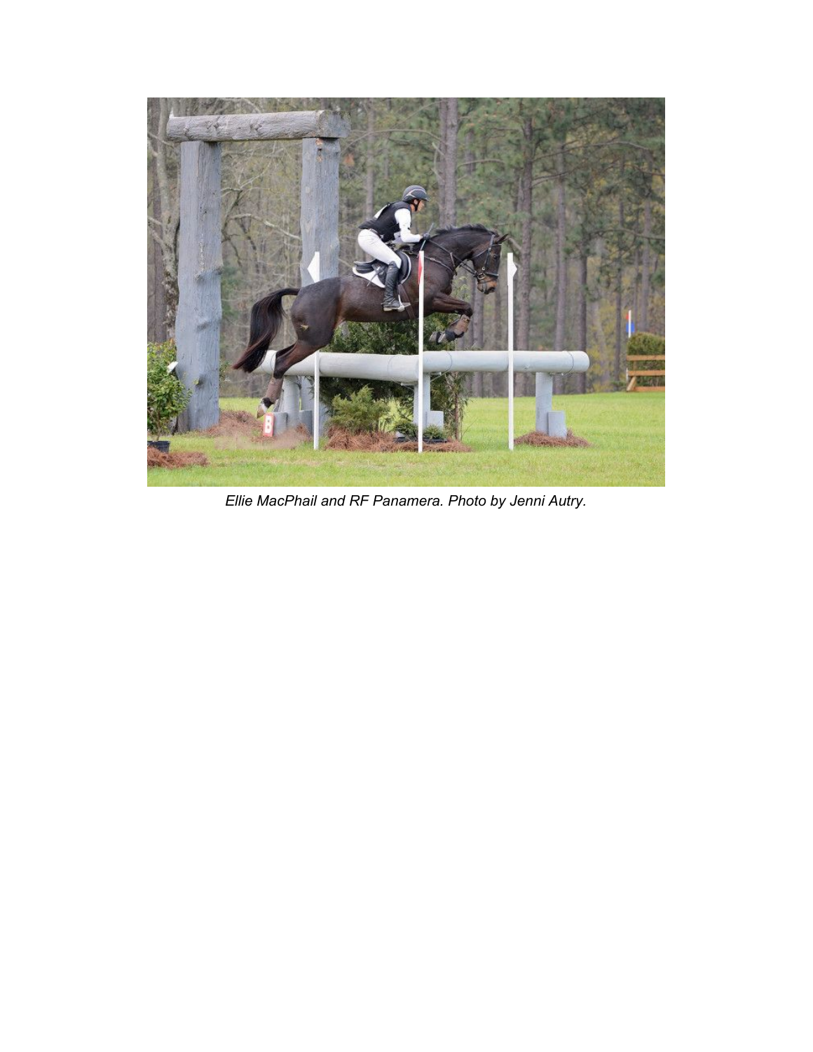*Ellie MacPhail and RF Panamera. Photo by Jenni Autry.*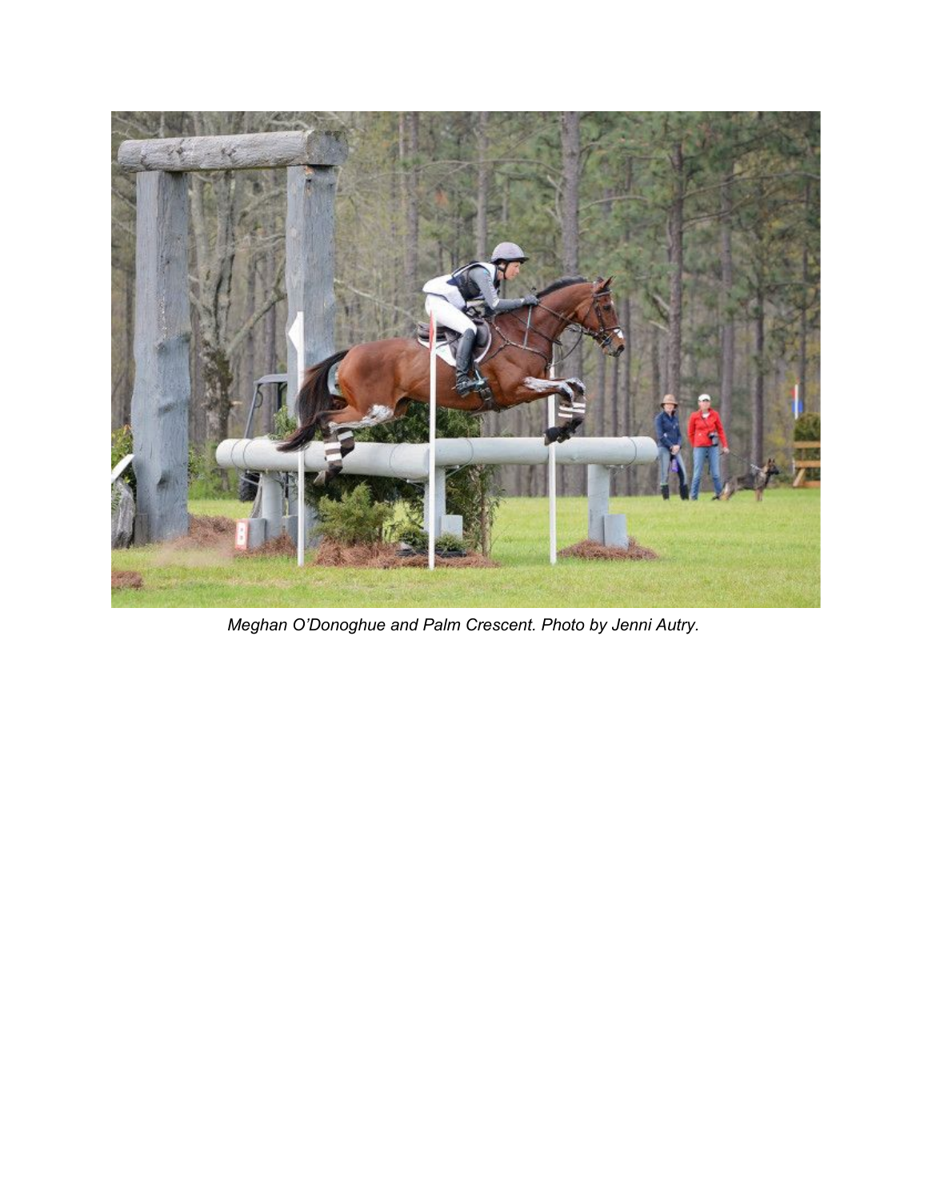*Meghan O'Donoghue and Palm Crescent. Photo by Jenni Autry.*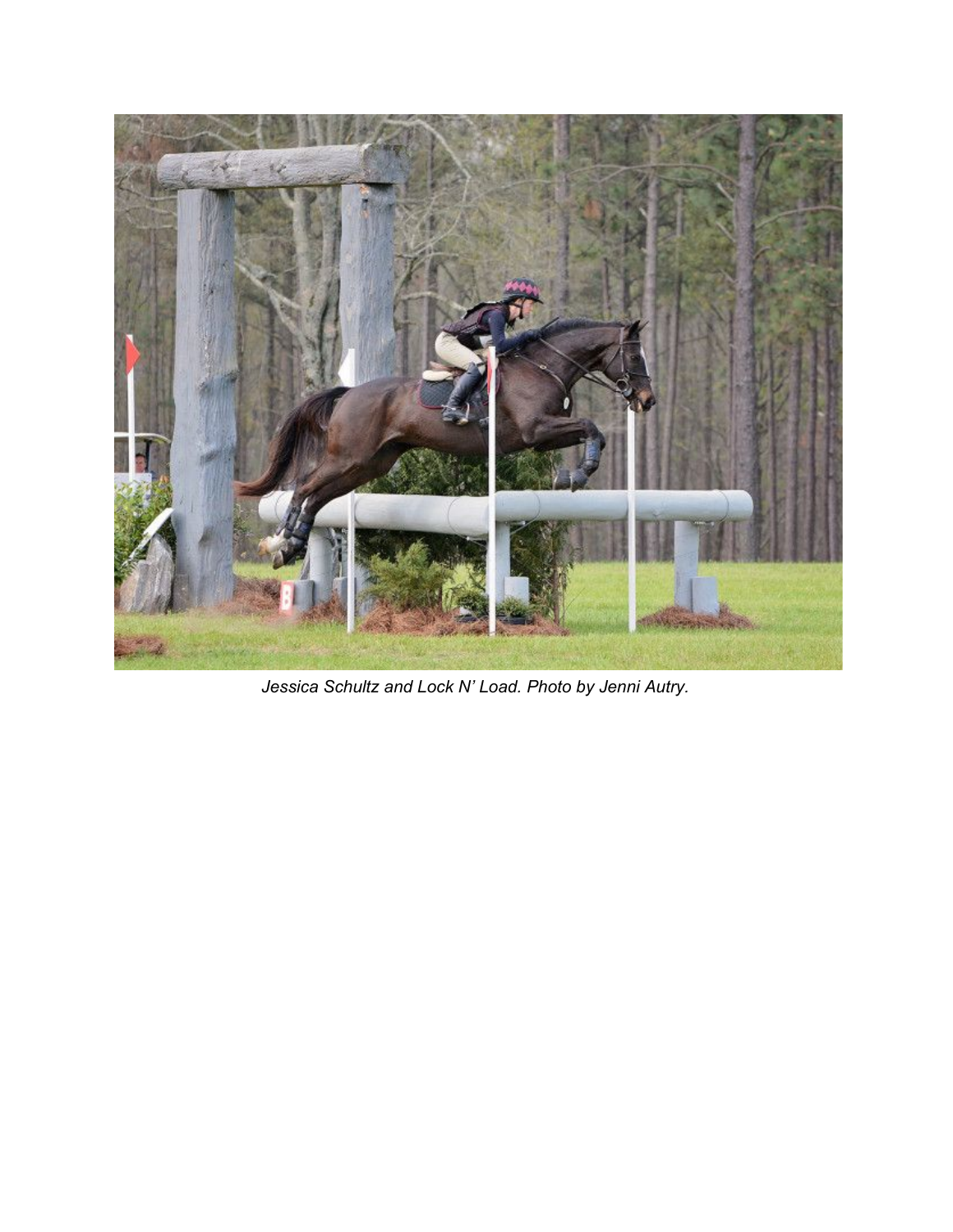*Jessica Schultz and Lock N' Load. Photo by Jenni Autry.*